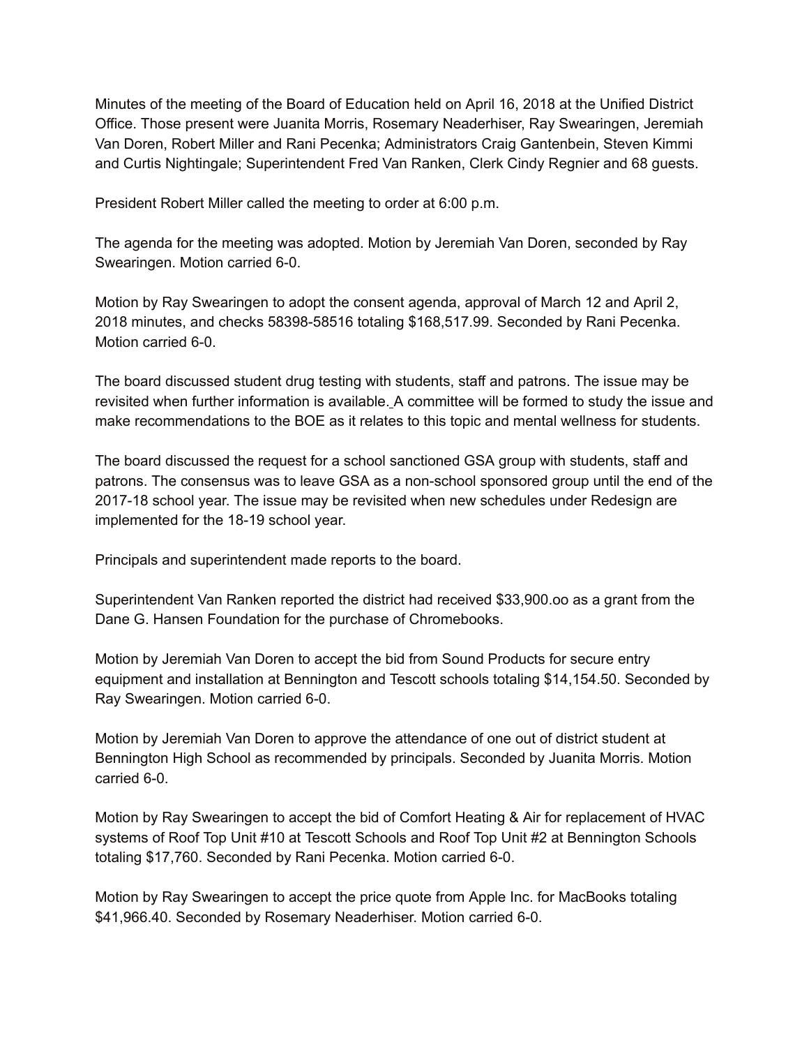Minutes of the meeting of the Board of Education held on April 16, 2018 at the Unified District Office. Those present were Juanita Morris, Rosemary Neaderhiser, Ray Swearingen, Jeremiah Van Doren, Robert Miller and Rani Pecenka; Administrators Craig Gantenbein, Steven Kimmi and Curtis Nightingale; Superintendent Fred Van Ranken, Clerk Cindy Regnier and 68 guests.

President Robert Miller called the meeting to order at 6:00 p.m.

The agenda for the meeting was adopted. Motion by Jeremiah Van Doren, seconded by Ray Swearingen. Motion carried 6-0.

Motion by Ray Swearingen to adopt the consent agenda, approval of March 12 and April 2, 2018 minutes, and checks 58398-58516 totaling $168,517.99. Seconded by Rani Pecenka. Motion carried 6-0.

The board discussed student drug testing with students, staff and patrons. The issue may be revisited when further information is available. A committee will be formed to study the issue and make recommendations to the BOE as it relates to this topic and mental wellness for students.

The board discussed the request for a school sanctioned GSA group with students, staff and patrons. The consensus was to leave GSA as a non-school sponsored group until the end of the 2017-18 school year. The issue may be revisited when new schedules under Redesign are implemented for the 18-19 school year.

Principals and superintendent made reports to the board.

Superintendent Van Ranken reported the district had received $33,900.oo as a grant from the Dane G. Hansen Foundation for the purchase of Chromebooks.

Motion by Jeremiah Van Doren to accept the bid from Sound Products for secure entry equipment and installation at Bennington and Tescott schools totaling $14,154.50. Seconded by Ray Swearingen. Motion carried 6-0.

Motion by Jeremiah Van Doren to approve the attendance of one out of district student at Bennington High School as recommended by principals. Seconded by Juanita Morris. Motion carried 6-0.

Motion by Ray Swearingen to accept the bid of Comfort Heating & Air for replacement of HVAC systems of Roof Top Unit #10 at Tescott Schools and Roof Top Unit #2 at Bennington Schools totaling $17,760. Seconded by Rani Pecenka. Motion carried 6-0.

Motion by Ray Swearingen to accept the price quote from Apple Inc. for MacBooks totaling $41,966.40. Seconded by Rosemary Neaderhiser. Motion carried 6-0.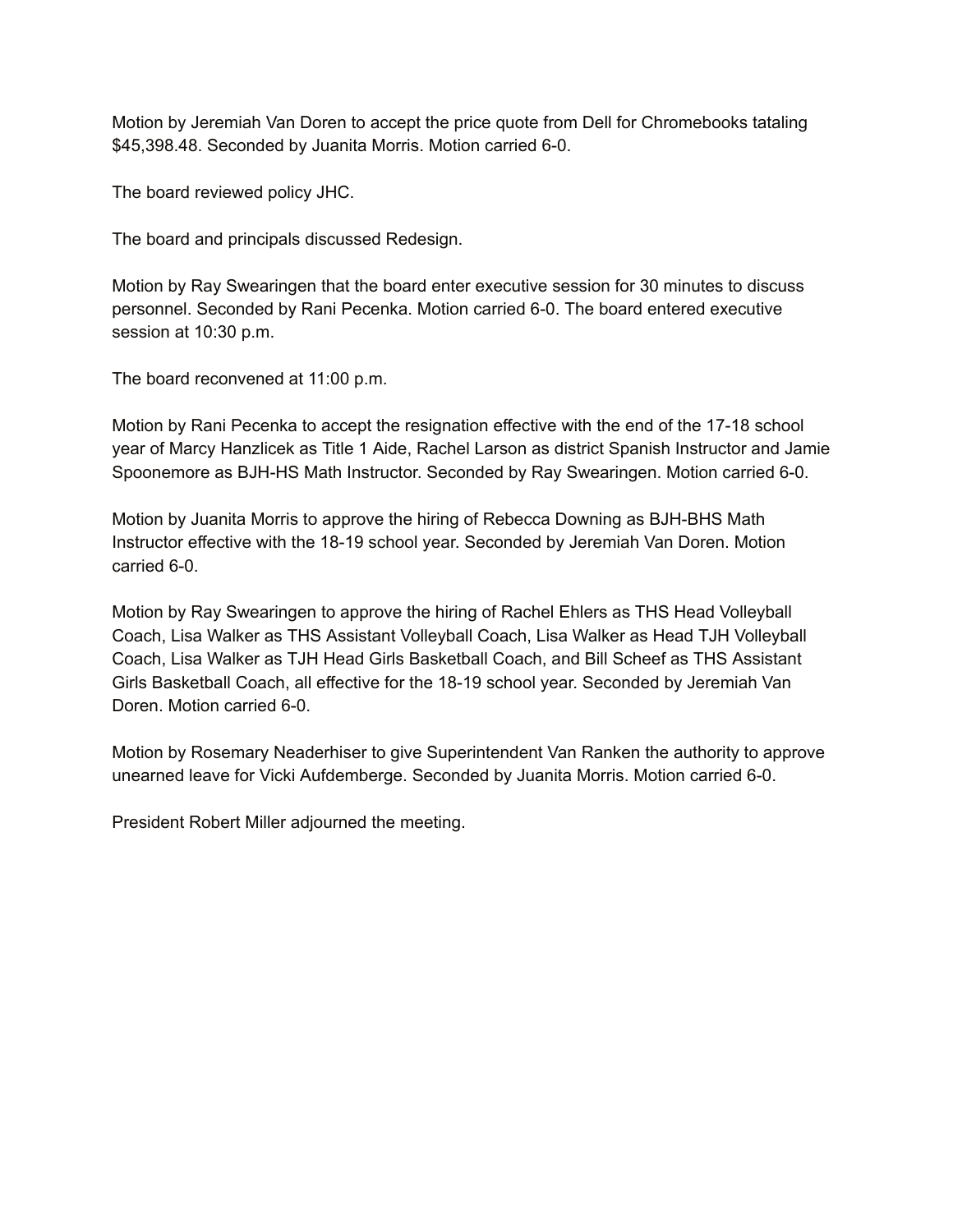Motion by Jeremiah Van Doren to accept the price quote from Dell for Chromebooks tataling $45,398.48. Seconded by Juanita Morris. Motion carried 6-0.

The board reviewed policy JHC.

The board and principals discussed Redesign.

Motion by Ray Swearingen that the board enter executive session for 30 minutes to discuss personnel. Seconded by Rani Pecenka. Motion carried 6-0. The board entered executive session at 10:30 p.m.

The board reconvened at 11:00 p.m.

Motion by Rani Pecenka to accept the resignation effective with the end of the 17-18 school year of Marcy Hanzlicek as Title 1 Aide, Rachel Larson as district Spanish Instructor and Jamie Spoonemore as BJH-HS Math Instructor. Seconded by Ray Swearingen. Motion carried 6-0.

Motion by Juanita Morris to approve the hiring of Rebecca Downing as BJH-BHS Math Instructor effective with the 18-19 school year. Seconded by Jeremiah Van Doren. Motion carried 6-0.

Motion by Ray Swearingen to approve the hiring of Rachel Ehlers as THS Head Volleyball Coach, Lisa Walker as THS Assistant Volleyball Coach, Lisa Walker as Head TJH Volleyball Coach, Lisa Walker as TJH Head Girls Basketball Coach, and Bill Scheef as THS Assistant Girls Basketball Coach, all effective for the 18-19 school year. Seconded by Jeremiah Van Doren. Motion carried 6-0.

Motion by Rosemary Neaderhiser to give Superintendent Van Ranken the authority to approve unearned leave for Vicki Aufdemberge. Seconded by Juanita Morris. Motion carried 6-0.

President Robert Miller adjourned the meeting.